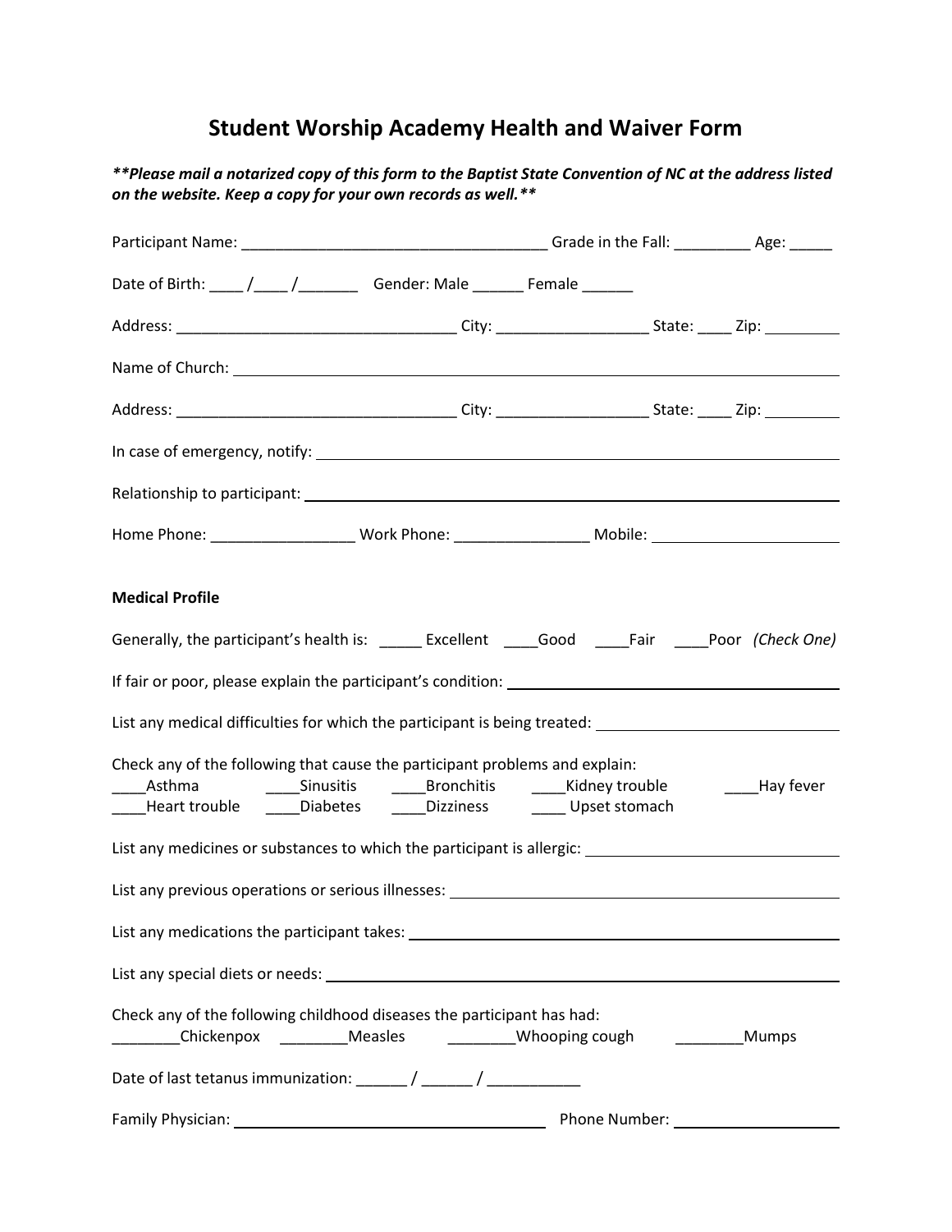# Student Worship Academy Health and Waiver Form

***Please mail a notarized copy of this form to the Baptist State Convention of NC at the address listed on the website. Keep a copy for your own records as well.***

Participant Name: ____________________________________ Grade in the Fall: _________ Age: _____

Date of Birth: ____ /____ /_______ Gender: Male ______ Female ______

Address: __________________________________ City: __________________ State: ____ Zip: _________

Name of Church: ______________________________________________________________________

Address: __________________________________ City: __________________ State: ____ Zip: _________

In case of emergency, notify: _____________________________________________________________

Relationship to participant: ______________________________________________________________

Home Phone: _________________ Work Phone: ________________ Mobile: ______________________

**Medical Profile**

Generally, the participant's health is: _____ Excellent ____Good ____Fair ____Poor *(Check One)*

If fair or poor, please explain the participant's condition: ___________________________________

List any medical difficulties for which the participant is being treated: ___________________________

Check any of the following that cause the participant problems and explain:
____Asthma ____Sinusitis ____Bronchitis ____Kidney trouble ____Hay fever
____Heart trouble ____Diabetes ____Dizziness ____ Upset stomach

List any medicines or substances to which the participant is allergic: ____________________________

List any previous operations or serious illnesses: ____________________________________________

List any medications the participant takes: _________________________________________________

List any special diets or needs: _________________________________________________________

Check any of the following childhood diseases the participant has had:
________Chickenpox ________Measles ________Whooping cough ________Mumps

Date of last tetanus immunization: ______ / ______ / ___________

Family Physician: ____________________________________ Phone Number: ____________________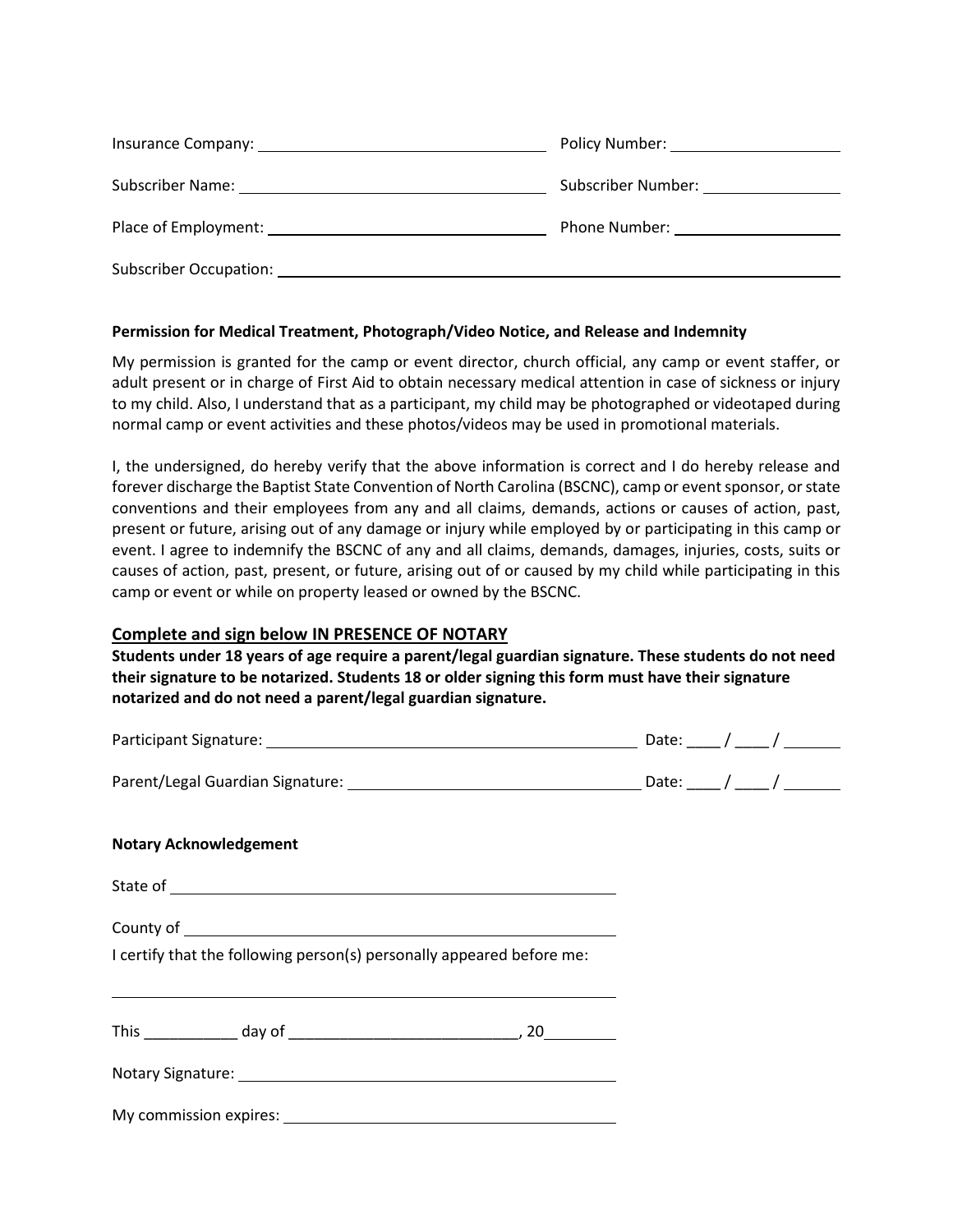Insurance Company: ______________________________ Policy Number: ____________________

Subscriber Name: ______________________________ Subscriber Number: ________________

Place of Employment: ______________________________ Phone Number: ____________________

Subscriber Occupation: ____________________________________________________________

**Permission for Medical Treatment, Photograph/Video Notice, and Release and Indemnity**

My permission is granted for the camp or event director, church official, any camp or event staffer, or adult present or in charge of First Aid to obtain necessary medical attention in case of sickness or injury to my child. Also, I understand that as a participant, my child may be photographed or videotaped during normal camp or event activities and these photos/videos may be used in promotional materials.

I, the undersigned, do hereby verify that the above information is correct and I do hereby release and forever discharge the Baptist State Convention of North Carolina (BSCNC), camp or event sponsor, or state conventions and their employees from any and all claims, demands, actions or causes of action, past, present or future, arising out of any damage or injury while employed by or participating in this camp or event. I agree to indemnify the BSCNC of any and all claims, demands, damages, injuries, costs, suits or causes of action, past, present, or future, arising out of or caused by my child while participating in this camp or event or while on property leased or owned by the BSCNC.

### Complete and sign below IN PRESENCE OF NOTARY

**Students under 18 years of age require a parent/legal guardian signature. These students do not need their signature to be notarized. Students 18 or older signing this form must have their signature notarized and do not need a parent/legal guardian signature.**

Participant Signature: ______________________________ Date: ____ / ____ / ______

Parent/Legal Guardian Signature: ______________________________ Date: ____ / ____ / ______

**Notary Acknowledgement**

State of ______________________________

County of ______________________________

I certify that the following person(s) personally appeared before me:

______________________________

This ___________ day of ___________________________, 20________

Notary Signature: ______________________________

My commission expires: ______________________________